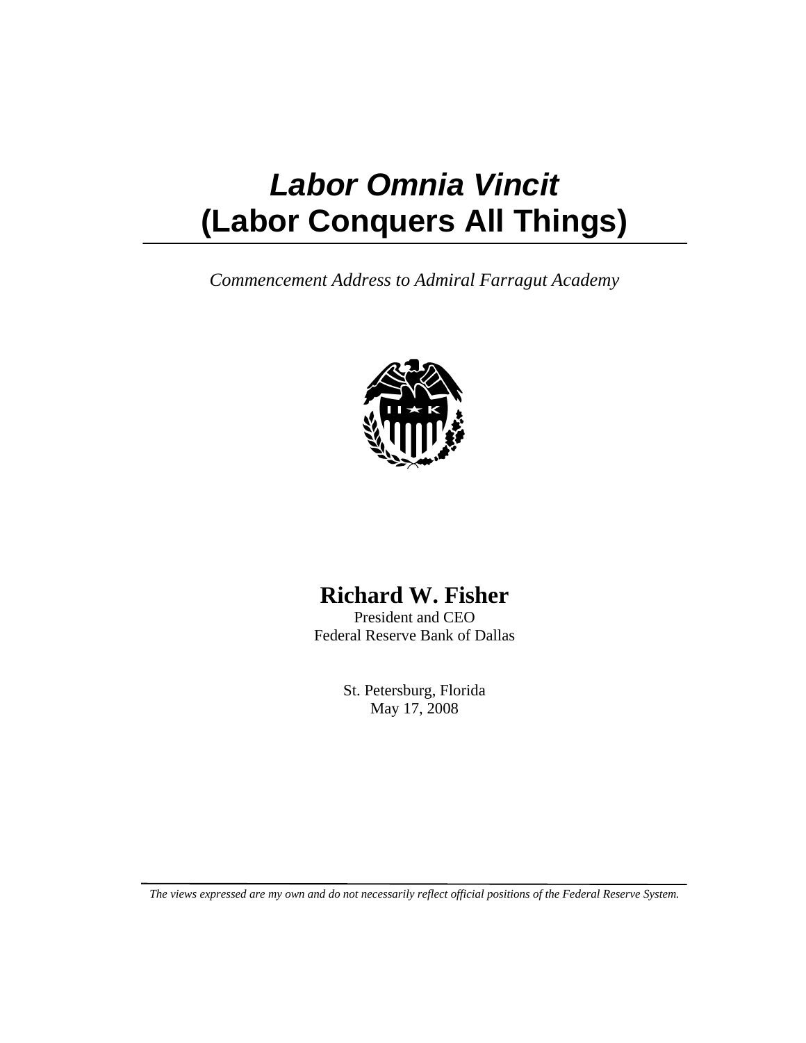# *Labor Omnia Vincit* (Labor Conquers All Things)

*Commencement Address to Admiral Farragut Academy*

**Richard W. Fisher**
President and CEO
Federal Reserve Bank of Dallas

St. Petersburg, Florida
May 17, 2008

*The views expressed are my own and do not necessarily reflect official positions of the Federal Reserve System.*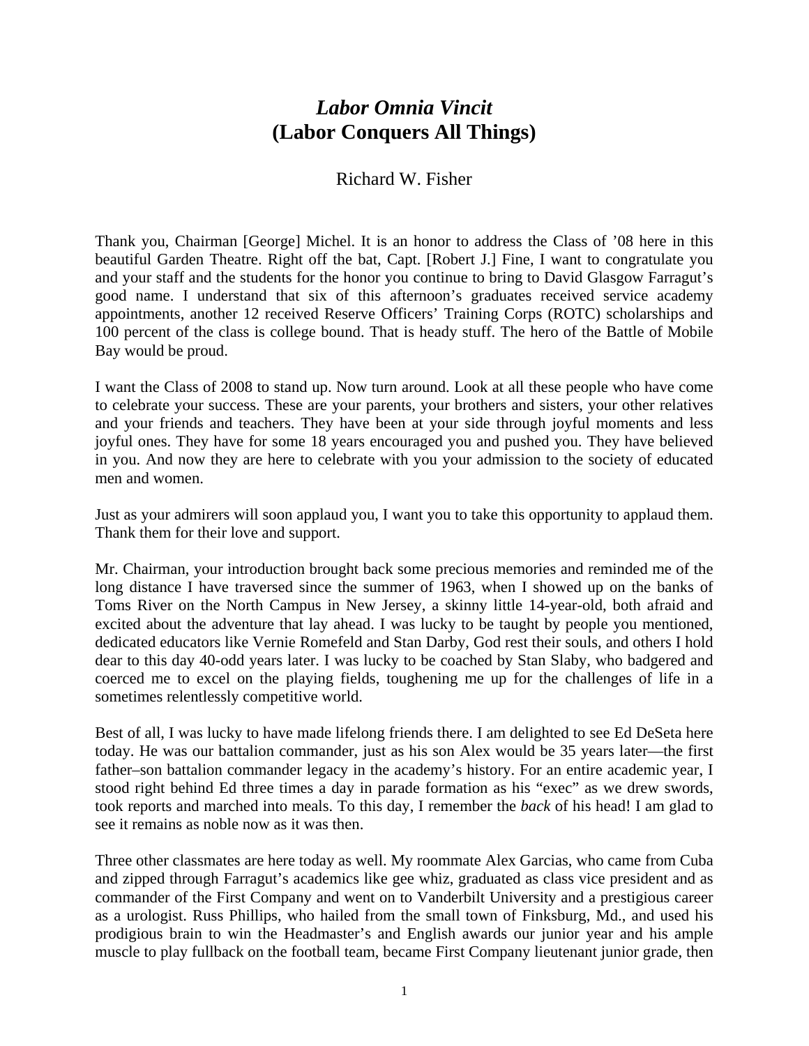# *Labor Omnia Vincit* (Labor Conquers All Things)

Richard W. Fisher

Thank you, Chairman [George] Michel. It is an honor to address the Class of '08 here in this beautiful Garden Theatre. Right off the bat, Capt. [Robert J.] Fine, I want to congratulate you and your staff and the students for the honor you continue to bring to David Glasgow Farragut's good name. I understand that six of this afternoon's graduates received service academy appointments, another 12 received Reserve Officers' Training Corps (ROTC) scholarships and 100 percent of the class is college bound. That is heady stuff. The hero of the Battle of Mobile Bay would be proud.

I want the Class of 2008 to stand up. Now turn around. Look at all these people who have come to celebrate your success. These are your parents, your brothers and sisters, your other relatives and your friends and teachers. They have been at your side through joyful moments and less joyful ones. They have for some 18 years encouraged you and pushed you. They have believed in you. And now they are here to celebrate with you your admission to the society of educated men and women.

Just as your admirers will soon applaud you, I want you to take this opportunity to applaud them. Thank them for their love and support.

Mr. Chairman, your introduction brought back some precious memories and reminded me of the long distance I have traversed since the summer of 1963, when I showed up on the banks of Toms River on the North Campus in New Jersey, a skinny little 14-year-old, both afraid and excited about the adventure that lay ahead. I was lucky to be taught by people you mentioned, dedicated educators like Vernie Romefeld and Stan Darby, God rest their souls, and others I hold dear to this day 40-odd years later. I was lucky to be coached by Stan Slaby, who badgered and coerced me to excel on the playing fields, toughening me up for the challenges of life in a sometimes relentlessly competitive world.

Best of all, I was lucky to have made lifelong friends there. I am delighted to see Ed DeSeta here today. He was our battalion commander, just as his son Alex would be 35 years later—the first father–son battalion commander legacy in the academy's history. For an entire academic year, I stood right behind Ed three times a day in parade formation as his "exec" as we drew swords, took reports and marched into meals. To this day, I remember the *back* of his head! I am glad to see it remains as noble now as it was then.

Three other classmates are here today as well. My roommate Alex Garcias, who came from Cuba and zipped through Farragut's academics like gee whiz, graduated as class vice president and as commander of the First Company and went on to Vanderbilt University and a prestigious career as a urologist. Russ Phillips, who hailed from the small town of Finksburg, Md., and used his prodigious brain to win the Headmaster's and English awards our junior year and his ample muscle to play fullback on the football team, became First Company lieutenant junior grade, then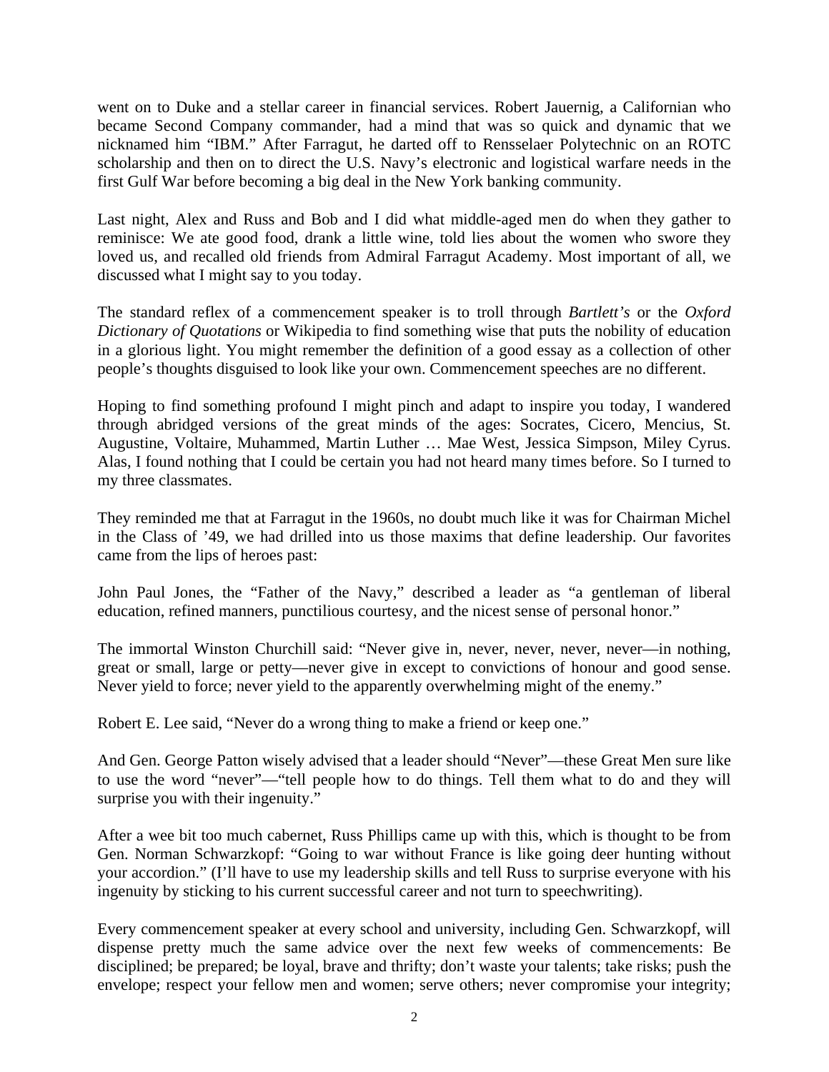went on to Duke and a stellar career in financial services. Robert Jauernig, a Californian who became Second Company commander, had a mind that was so quick and dynamic that we nicknamed him "IBM." After Farragut, he darted off to Rensselaer Polytechnic on an ROTC scholarship and then on to direct the U.S. Navy's electronic and logistical warfare needs in the first Gulf War before becoming a big deal in the New York banking community.

Last night, Alex and Russ and Bob and I did what middle-aged men do when they gather to reminisce: We ate good food, drank a little wine, told lies about the women who swore they loved us, and recalled old friends from Admiral Farragut Academy. Most important of all, we discussed what I might say to you today.

The standard reflex of a commencement speaker is to troll through *Bartlett's* or the *Oxford Dictionary of Quotations* or Wikipedia to find something wise that puts the nobility of education in a glorious light. You might remember the definition of a good essay as a collection of other people's thoughts disguised to look like your own. Commencement speeches are no different.

Hoping to find something profound I might pinch and adapt to inspire you today, I wandered through abridged versions of the great minds of the ages: Socrates, Cicero, Mencius, St. Augustine, Voltaire, Muhammed, Martin Luther … Mae West, Jessica Simpson, Miley Cyrus. Alas, I found nothing that I could be certain you had not heard many times before. So I turned to my three classmates.

They reminded me that at Farragut in the 1960s, no doubt much like it was for Chairman Michel in the Class of '49, we had drilled into us those maxims that define leadership. Our favorites came from the lips of heroes past:

John Paul Jones, the "Father of the Navy," described a leader as "a gentleman of liberal education, refined manners, punctilious courtesy, and the nicest sense of personal honor."

The immortal Winston Churchill said: "Never give in, never, never, never, never—in nothing, great or small, large or petty—never give in except to convictions of honour and good sense. Never yield to force; never yield to the apparently overwhelming might of the enemy."

Robert E. Lee said, "Never do a wrong thing to make a friend or keep one."

And Gen. George Patton wisely advised that a leader should "Never"—these Great Men sure like to use the word "never"—"tell people how to do things. Tell them what to do and they will surprise you with their ingenuity."

After a wee bit too much cabernet, Russ Phillips came up with this, which is thought to be from Gen. Norman Schwarzkopf: "Going to war without France is like going deer hunting without your accordion." (I'll have to use my leadership skills and tell Russ to surprise everyone with his ingenuity by sticking to his current successful career and not turn to speechwriting).

Every commencement speaker at every school and university, including Gen. Schwarzkopf, will dispense pretty much the same advice over the next few weeks of commencements: Be disciplined; be prepared; be loyal, brave and thrifty; don't waste your talents; take risks; push the envelope; respect your fellow men and women; serve others; never compromise your integrity;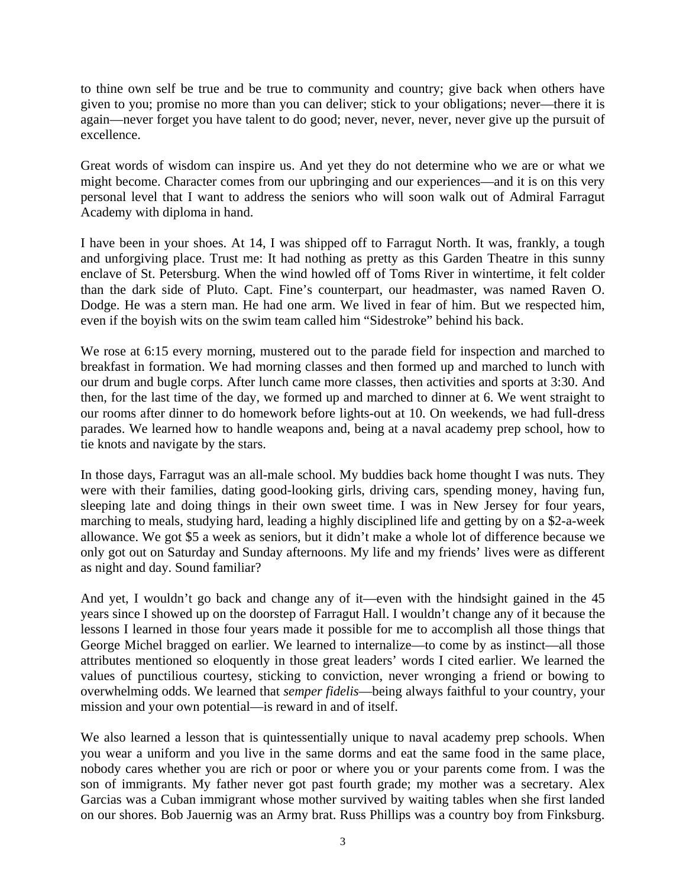to thine own self be true and be true to community and country; give back when others have given to you; promise no more than you can deliver; stick to your obligations; never—there it is again—never forget you have talent to do good; never, never, never, never give up the pursuit of excellence.

Great words of wisdom can inspire us. And yet they do not determine who we are or what we might become. Character comes from our upbringing and our experiences—and it is on this very personal level that I want to address the seniors who will soon walk out of Admiral Farragut Academy with diploma in hand.

I have been in your shoes. At 14, I was shipped off to Farragut North. It was, frankly, a tough and unforgiving place. Trust me: It had nothing as pretty as this Garden Theatre in this sunny enclave of St. Petersburg. When the wind howled off of Toms River in wintertime, it felt colder than the dark side of Pluto. Capt. Fine's counterpart, our headmaster, was named Raven O. Dodge. He was a stern man. He had one arm. We lived in fear of him. But we respected him, even if the boyish wits on the swim team called him "Sidestroke" behind his back.

We rose at 6:15 every morning, mustered out to the parade field for inspection and marched to breakfast in formation. We had morning classes and then formed up and marched to lunch with our drum and bugle corps. After lunch came more classes, then activities and sports at 3:30. And then, for the last time of the day, we formed up and marched to dinner at 6. We went straight to our rooms after dinner to do homework before lights-out at 10. On weekends, we had full-dress parades. We learned how to handle weapons and, being at a naval academy prep school, how to tie knots and navigate by the stars.

In those days, Farragut was an all-male school. My buddies back home thought I was nuts. They were with their families, dating good-looking girls, driving cars, spending money, having fun, sleeping late and doing things in their own sweet time. I was in New Jersey for four years, marching to meals, studying hard, leading a highly disciplined life and getting by on a $2-a-week allowance. We got $5 a week as seniors, but it didn't make a whole lot of difference because we only got out on Saturday and Sunday afternoons. My life and my friends' lives were as different as night and day. Sound familiar?

And yet, I wouldn't go back and change any of it—even with the hindsight gained in the 45 years since I showed up on the doorstep of Farragut Hall. I wouldn't change any of it because the lessons I learned in those four years made it possible for me to accomplish all those things that George Michel bragged on earlier. We learned to internalize—to come by as instinct—all those attributes mentioned so eloquently in those great leaders' words I cited earlier. We learned the values of punctilious courtesy, sticking to conviction, never wronging a friend or bowing to overwhelming odds. We learned that *semper fidelis*—being always faithful to your country, your mission and your own potential—is reward in and of itself.

We also learned a lesson that is quintessentially unique to naval academy prep schools. When you wear a uniform and you live in the same dorms and eat the same food in the same place, nobody cares whether you are rich or poor or where you or your parents come from. I was the son of immigrants. My father never got past fourth grade; my mother was a secretary. Alex Garcias was a Cuban immigrant whose mother survived by waiting tables when she first landed on our shores. Bob Jauernig was an Army brat. Russ Phillips was a country boy from Finksburg.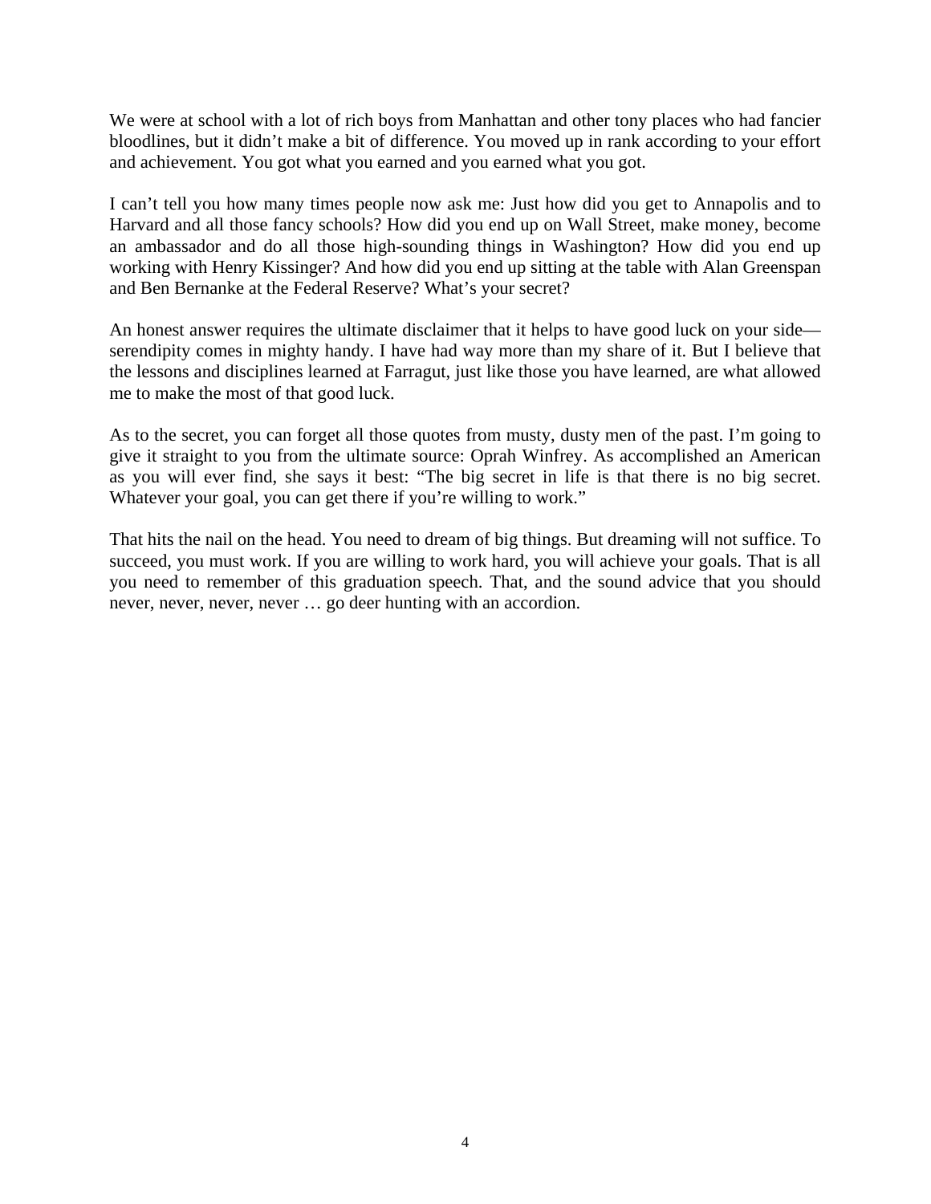We were at school with a lot of rich boys from Manhattan and other tony places who had fancier bloodlines, but it didn't make a bit of difference. You moved up in rank according to your effort and achievement. You got what you earned and you earned what you got.

I can't tell you how many times people now ask me: Just how did you get to Annapolis and to Harvard and all those fancy schools? How did you end up on Wall Street, make money, become an ambassador and do all those high-sounding things in Washington? How did you end up working with Henry Kissinger? And how did you end up sitting at the table with Alan Greenspan and Ben Bernanke at the Federal Reserve? What's your secret?

An honest answer requires the ultimate disclaimer that it helps to have good luck on your side—serendipity comes in mighty handy. I have had way more than my share of it. But I believe that the lessons and disciplines learned at Farragut, just like those you have learned, are what allowed me to make the most of that good luck.

As to the secret, you can forget all those quotes from musty, dusty men of the past. I'm going to give it straight to you from the ultimate source: Oprah Winfrey. As accomplished an American as you will ever find, she says it best: "The big secret in life is that there is no big secret. Whatever your goal, you can get there if you're willing to work."

That hits the nail on the head. You need to dream of big things. But dreaming will not suffice. To succeed, you must work. If you are willing to work hard, you will achieve your goals. That is all you need to remember of this graduation speech. That, and the sound advice that you should never, never, never, never … go deer hunting with an accordion.